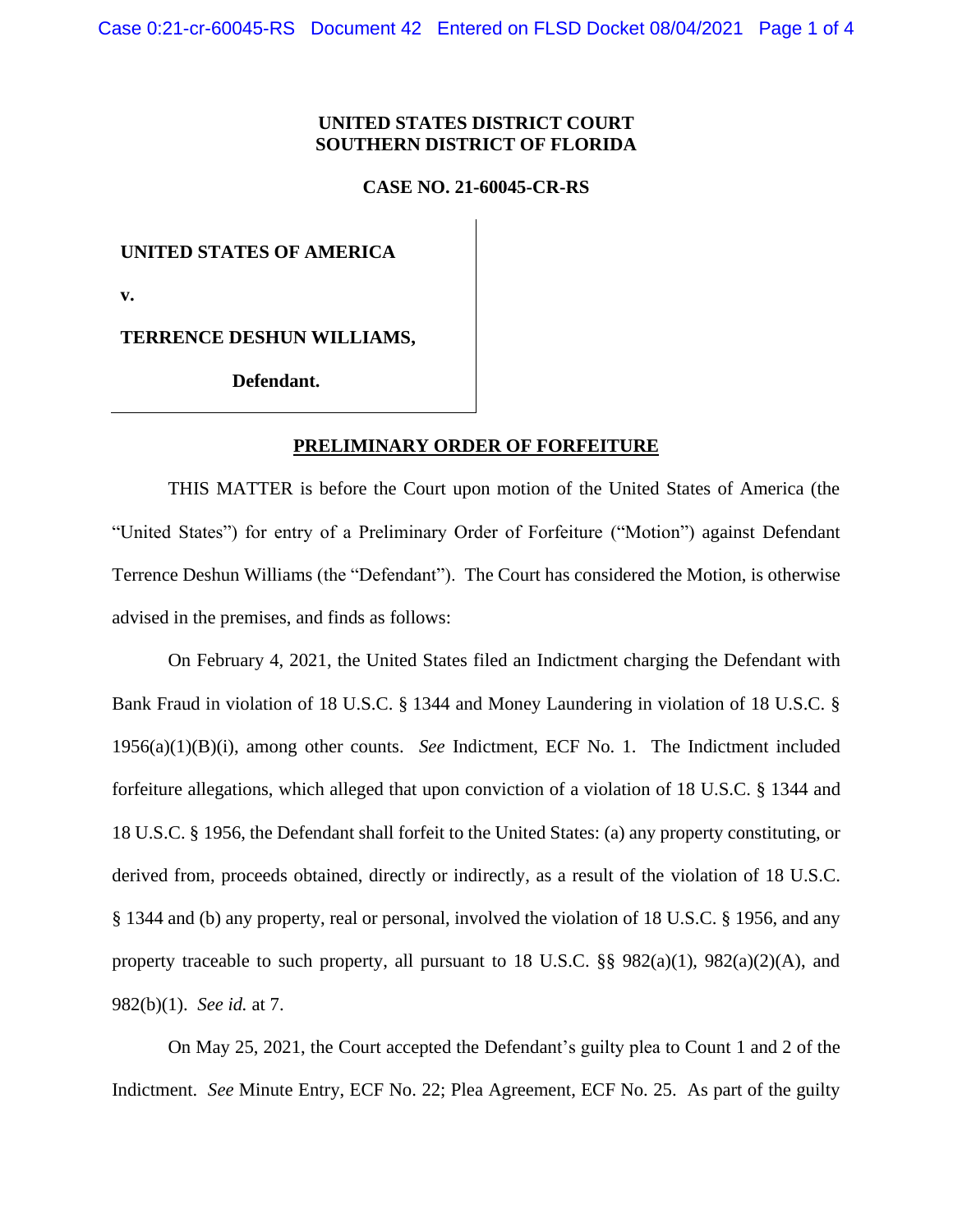**UNITED STATES DISTRICT COURT**
**SOUTHERN DISTRICT OF FLORIDA**

**CASE NO. 21-60045-CR-RS**

**UNITED STATES OF AMERICA**

**v.**

**TERRENCE DESHUN WILLIAMS,**

**Defendant.**

**PRELIMINARY ORDER OF FORFEITURE**

THIS MATTER is before the Court upon motion of the United States of America (the "United States") for entry of a Preliminary Order of Forfeiture ("Motion") against Defendant Terrence Deshun Williams (the "Defendant"). The Court has considered the Motion, is otherwise advised in the premises, and finds as follows:

On February 4, 2021, the United States filed an Indictment charging the Defendant with Bank Fraud in violation of 18 U.S.C. § 1344 and Money Laundering in violation of 18 U.S.C. § 1956(a)(1)(B)(i), among other counts. *See* Indictment, ECF No. 1. The Indictment included forfeiture allegations, which alleged that upon conviction of a violation of 18 U.S.C. § 1344 and 18 U.S.C. § 1956, the Defendant shall forfeit to the United States: (a) any property constituting, or derived from, proceeds obtained, directly or indirectly, as a result of the violation of 18 U.S.C. § 1344 and (b) any property, real or personal, involved the violation of 18 U.S.C. § 1956, and any property traceable to such property, all pursuant to 18 U.S.C. §§ 982(a)(1), 982(a)(2)(A), and 982(b)(1). *See id.* at 7.

On May 25, 2021, the Court accepted the Defendant's guilty plea to Count 1 and 2 of the Indictment. *See* Minute Entry, ECF No. 22; Plea Agreement, ECF No. 25. As part of the guilty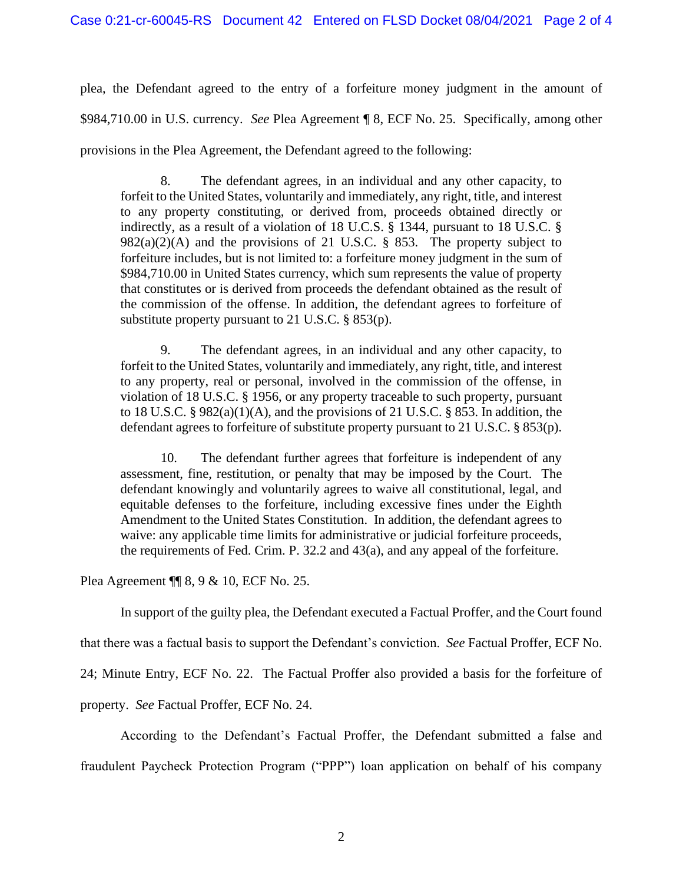plea, the Defendant agreed to the entry of a forfeiture money judgment in the amount of $984,710.00 in U.S. currency. *See* Plea Agreement ¶ 8, ECF No. 25. Specifically, among other provisions in the Plea Agreement, the Defendant agreed to the following:

> 8. The defendant agrees, in an individual and any other capacity, to forfeit to the United States, voluntarily and immediately, any right, title, and interest to any property constituting, or derived from, proceeds obtained directly or indirectly, as a result of a violation of 18 U.C.S. § 1344, pursuant to 18 U.S.C. § 982(a)(2)(A) and the provisions of 21 U.S.C. § 853. The property subject to forfeiture includes, but is not limited to: a forfeiture money judgment in the sum of $984,710.00 in United States currency, which sum represents the value of property that constitutes or is derived from proceeds the defendant obtained as the result of the commission of the offense. In addition, the defendant agrees to forfeiture of substitute property pursuant to 21 U.S.C. § 853(p).
>
> 9. The defendant agrees, in an individual and any other capacity, to forfeit to the United States, voluntarily and immediately, any right, title, and interest to any property, real or personal, involved in the commission of the offense, in violation of 18 U.S.C. § 1956, or any property traceable to such property, pursuant to 18 U.S.C. § 982(a)(1)(A), and the provisions of 21 U.S.C. § 853. In addition, the defendant agrees to forfeiture of substitute property pursuant to 21 U.S.C. § 853(p).
>
> 10. The defendant further agrees that forfeiture is independent of any assessment, fine, restitution, or penalty that may be imposed by the Court. The defendant knowingly and voluntarily agrees to waive all constitutional, legal, and equitable defenses to the forfeiture, including excessive fines under the Eighth Amendment to the United States Constitution. In addition, the defendant agrees to waive: any applicable time limits for administrative or judicial forfeiture proceeds, the requirements of Fed. Crim. P. 32.2 and 43(a), and any appeal of the forfeiture.

Plea Agreement ¶¶ 8, 9 & 10, ECF No. 25.

In support of the guilty plea, the Defendant executed a Factual Proffer, and the Court found that there was a factual basis to support the Defendant's conviction. *See* Factual Proffer, ECF No. 24; Minute Entry, ECF No. 22. The Factual Proffer also provided a basis for the forfeiture of property. *See* Factual Proffer, ECF No. 24.

According to the Defendant's Factual Proffer, the Defendant submitted a false and fraudulent Paycheck Protection Program ("PPP") loan application on behalf of his company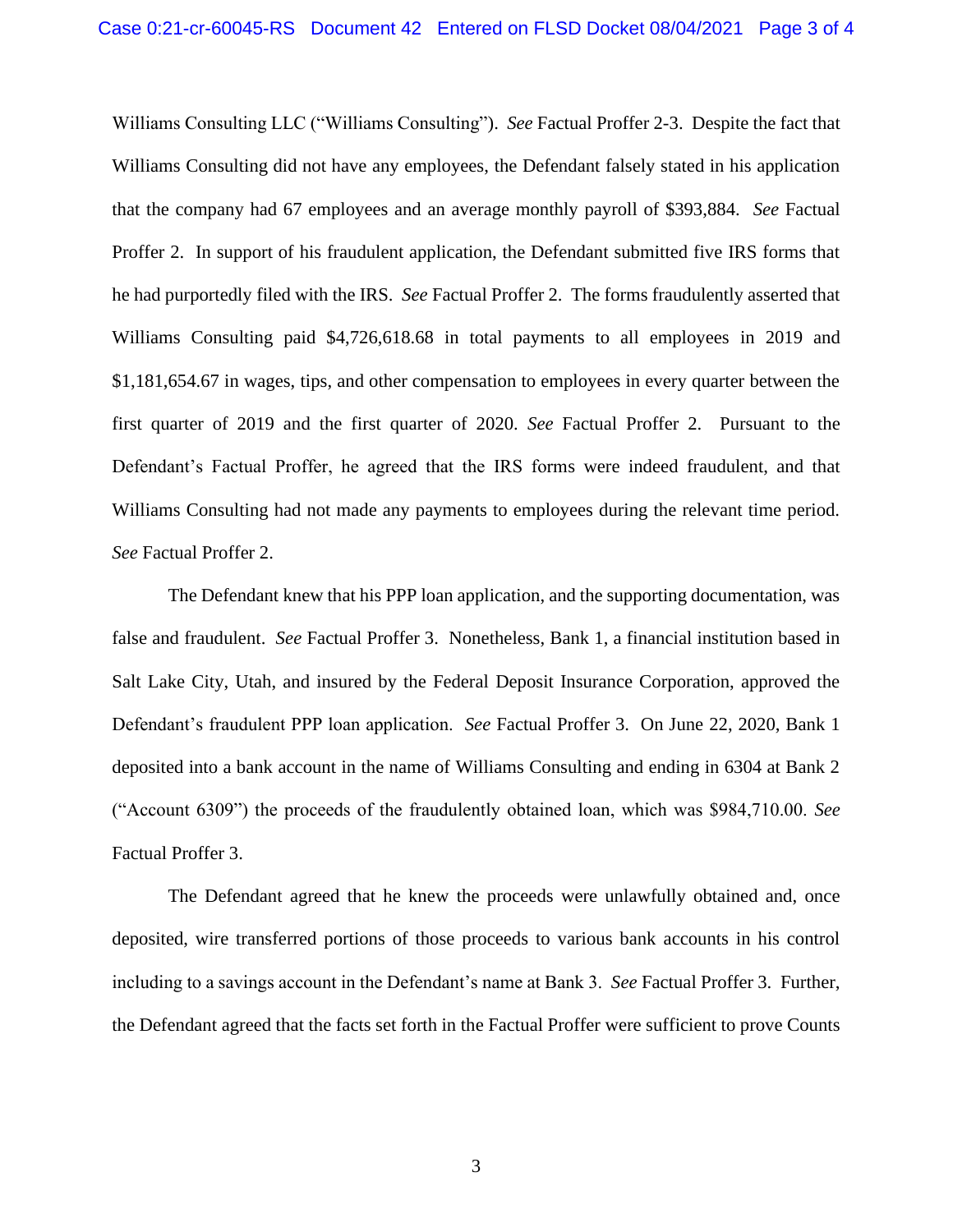Williams Consulting LLC ("Williams Consulting"). *See* Factual Proffer 2-3. Despite the fact that Williams Consulting did not have any employees, the Defendant falsely stated in his application that the company had 67 employees and an average monthly payroll of $393,884. *See* Factual Proffer 2. In support of his fraudulent application, the Defendant submitted five IRS forms that he had purportedly filed with the IRS. *See* Factual Proffer 2. The forms fraudulently asserted that Williams Consulting paid $4,726,618.68 in total payments to all employees in 2019 and $1,181,654.67 in wages, tips, and other compensation to employees in every quarter between the first quarter of 2019 and the first quarter of 2020. *See* Factual Proffer 2. Pursuant to the Defendant's Factual Proffer, he agreed that the IRS forms were indeed fraudulent, and that Williams Consulting had not made any payments to employees during the relevant time period. *See* Factual Proffer 2.

The Defendant knew that his PPP loan application, and the supporting documentation, was false and fraudulent. *See* Factual Proffer 3. Nonetheless, Bank 1, a financial institution based in Salt Lake City, Utah, and insured by the Federal Deposit Insurance Corporation, approved the Defendant's fraudulent PPP loan application. *See* Factual Proffer 3. On June 22, 2020, Bank 1 deposited into a bank account in the name of Williams Consulting and ending in 6304 at Bank 2 ("Account 6309") the proceeds of the fraudulently obtained loan, which was $984,710.00. *See* Factual Proffer 3.

The Defendant agreed that he knew the proceeds were unlawfully obtained and, once deposited, wire transferred portions of those proceeds to various bank accounts in his control including to a savings account in the Defendant's name at Bank 3. *See* Factual Proffer 3. Further, the Defendant agreed that the facts set forth in the Factual Proffer were sufficient to prove Counts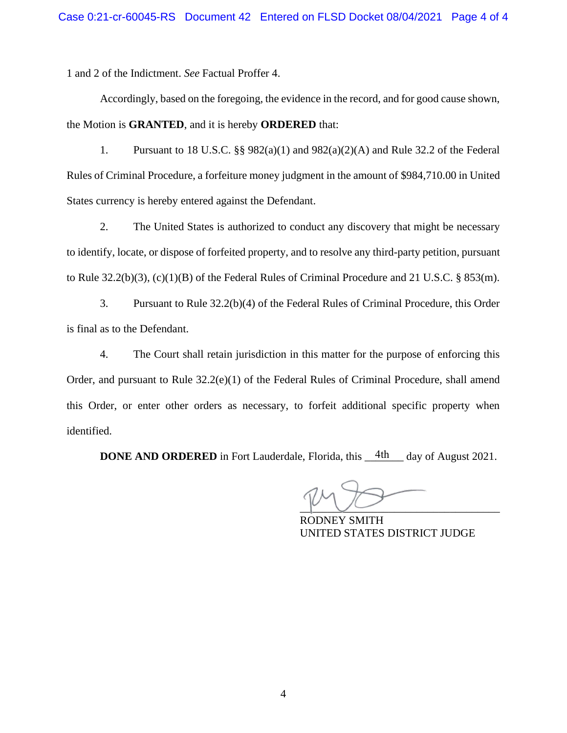1 and 2 of the Indictment. *See* Factual Proffer 4.

Accordingly, based on the foregoing, the evidence in the record, and for good cause shown, the Motion is **GRANTED**, and it is hereby **ORDERED** that:

1. Pursuant to 18 U.S.C. §§ 982(a)(1) and 982(a)(2)(A) and Rule 32.2 of the Federal Rules of Criminal Procedure, a forfeiture money judgment in the amount of $984,710.00 in United States currency is hereby entered against the Defendant.

2. The United States is authorized to conduct any discovery that might be necessary to identify, locate, or dispose of forfeited property, and to resolve any third-party petition, pursuant to Rule 32.2(b)(3), (c)(1)(B) of the Federal Rules of Criminal Procedure and 21 U.S.C. § 853(m).

3. Pursuant to Rule 32.2(b)(4) of the Federal Rules of Criminal Procedure, this Order is final as to the Defendant.

4. The Court shall retain jurisdiction in this matter for the purpose of enforcing this Order, and pursuant to Rule 32.2(e)(1) of the Federal Rules of Criminal Procedure, shall amend this Order, or enter other orders as necessary, to forfeit additional specific property when identified.

**DONE AND ORDERED** in Fort Lauderdale, Florida, this 4th day of August 2021.

RODNEY SMITH
UNITED STATES DISTRICT JUDGE